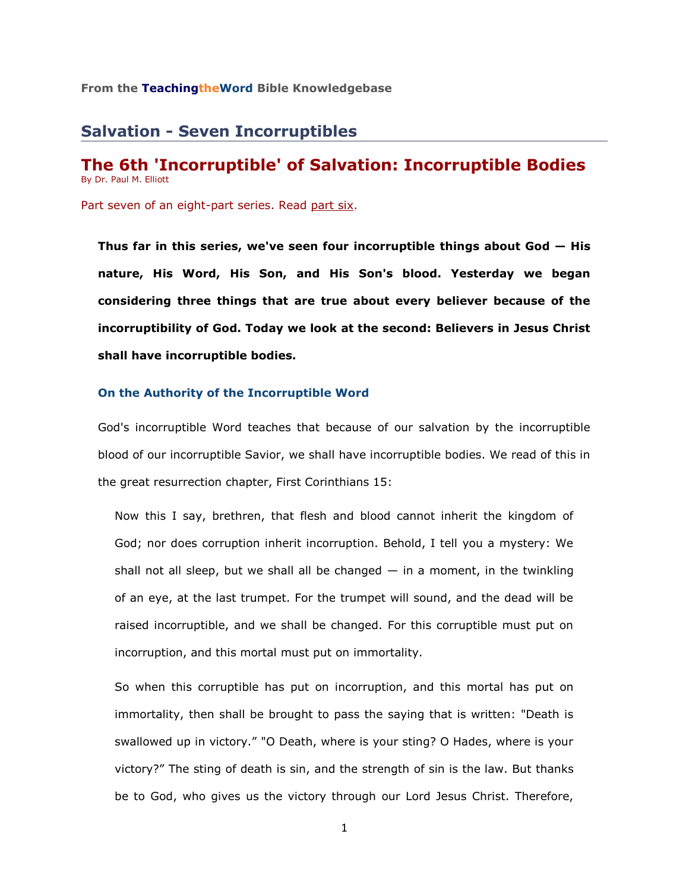From the **TeachingtheWord** Bible Knowledgebase

## Salvation - Seven Incorruptibles

# The 6th 'Incorruptible' of Salvation: Incorruptible Bodies

By Dr. Paul M. Elliott

Part seven of an eight-part series. Read part six.

**Thus far in this series, we've seen four incorruptible things about God — His nature, His Word, His Son, and His Son's blood. Yesterday we began considering three things that are true about every believer because of the incorruptibility of God. Today we look at the second: Believers in Jesus Christ shall have incorruptible bodies.**

### On the Authority of the Incorruptible Word

God's incorruptible Word teaches that because of our salvation by the incorruptible blood of our incorruptible Savior, we shall have incorruptible bodies. We read of this in the great resurrection chapter, First Corinthians 15:

> Now this I say, brethren, that flesh and blood cannot inherit the kingdom of God; nor does corruption inherit incorruption. Behold, I tell you a mystery: We shall not all sleep, but we shall all be changed — in a moment, in the twinkling of an eye, at the last trumpet. For the trumpet will sound, and the dead will be raised incorruptible, and we shall be changed. For this corruptible must put on incorruption, and this mortal must put on immortality.
>
> So when this corruptible has put on incorruption, and this mortal has put on immortality, then shall be brought to pass the saying that is written: "Death is swallowed up in victory." "O Death, where is your sting? O Hades, where is your victory?" The sting of death is sin, and the strength of sin is the law. But thanks be to God, who gives us the victory through our Lord Jesus Christ. Therefore,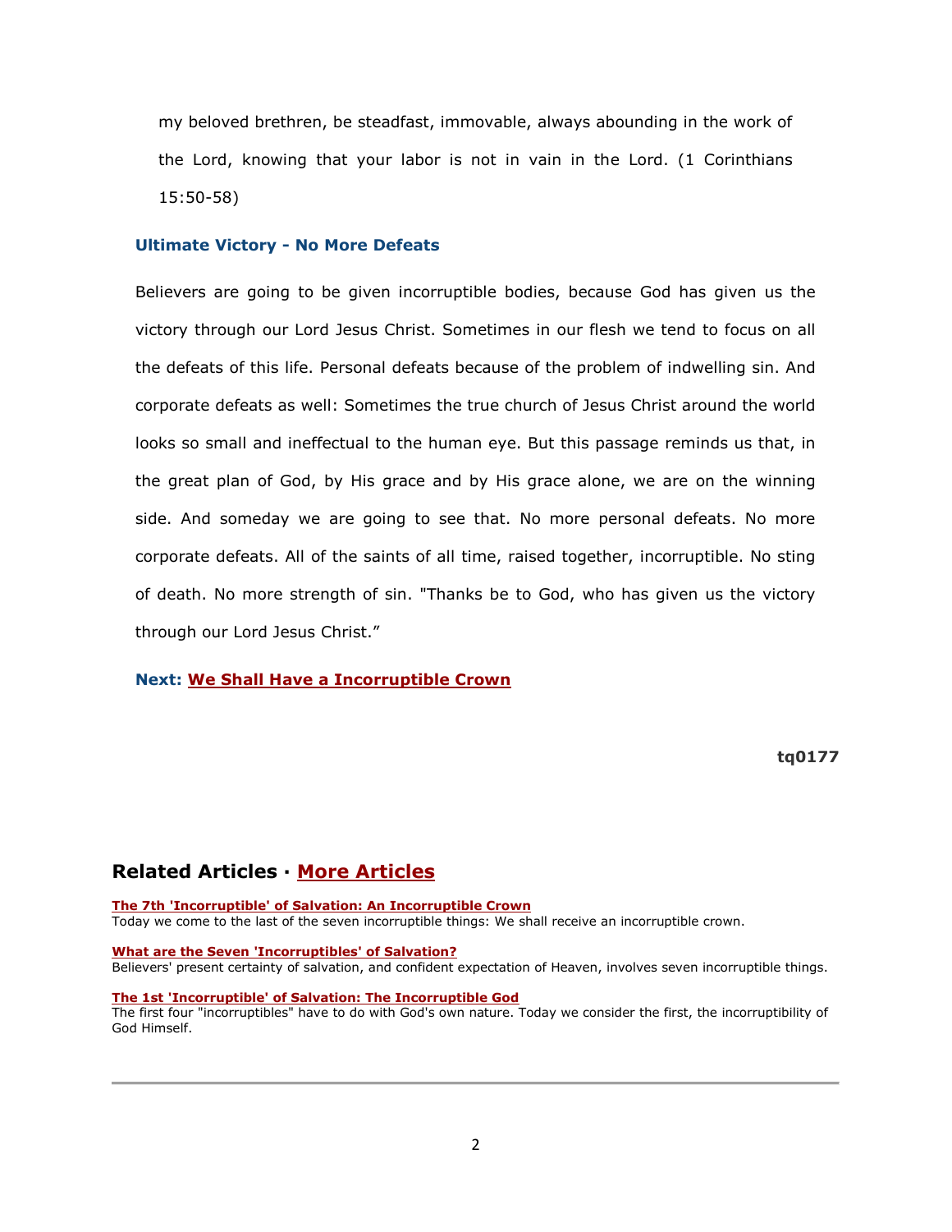> my beloved brethren, be steadfast, immovable, always abounding in the work of the Lord, knowing that your labor is not in vain in the Lord. (1 Corinthians 15:50-58)

### Ultimate Victory - No More Defeats

Believers are going to be given incorruptible bodies, because God has given us the victory through our Lord Jesus Christ. Sometimes in our flesh we tend to focus on all the defeats of this life. Personal defeats because of the problem of indwelling sin. And corporate defeats as well: Sometimes the true church of Jesus Christ around the world looks so small and ineffectual to the human eye. But this passage reminds us that, in the great plan of God, by His grace and by His grace alone, we are on the winning side. And someday we are going to see that. No more personal defeats. No more corporate defeats. All of the saints of all time, raised together, incorruptible. No sting of death. No more strength of sin. "Thanks be to God, who has given us the victory through our Lord Jesus Christ."

**Next: We Shall Have a Incorruptible Crown**

**tq0177**

## Related Articles · More Articles

**The 7th 'Incorruptible' of Salvation: An Incorruptible Crown**
Today we come to the last of the seven incorruptible things: We shall receive an incorruptible crown.

**What are the Seven 'Incorruptibles' of Salvation?**
Believers' present certainty of salvation, and confident expectation of Heaven, involves seven incorruptible things.

**The 1st 'Incorruptible' of Salvation: The Incorruptible God**
The first four "incorruptibles" have to do with God's own nature. Today we consider the first, the incorruptibility of God Himself.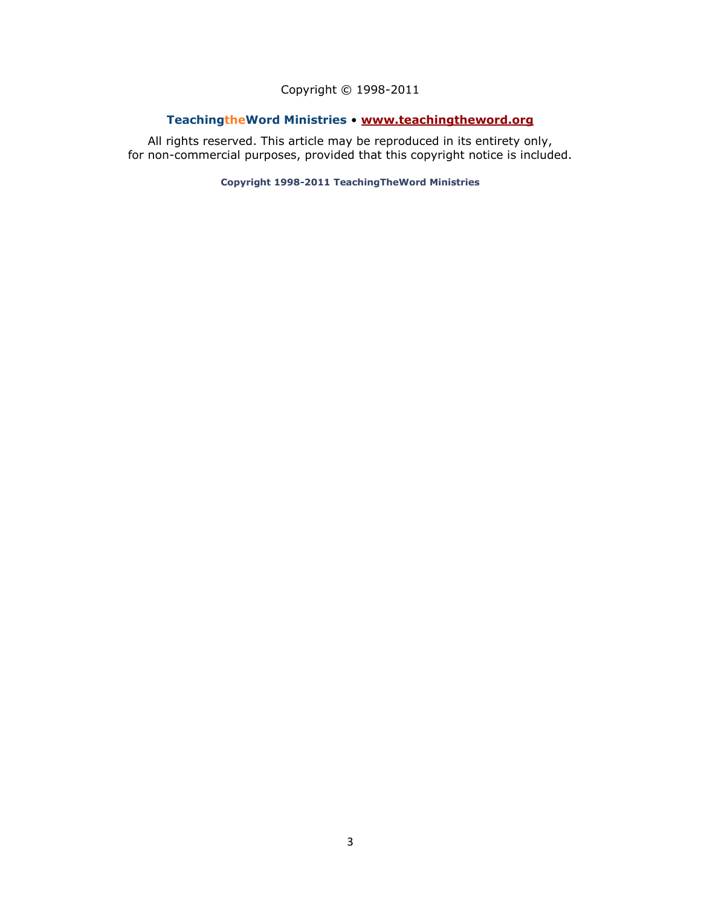Copyright © 1998-2011

**TeachingtheWord Ministries** • **[www.teachingtheword.org](http://www.teachingtheword.org)**

All rights reserved. This article may be reproduced in its entirety only,
for non-commercial purposes, provided that this copyright notice is included.

**Copyright 1998-2011 TeachingTheWord Ministries**